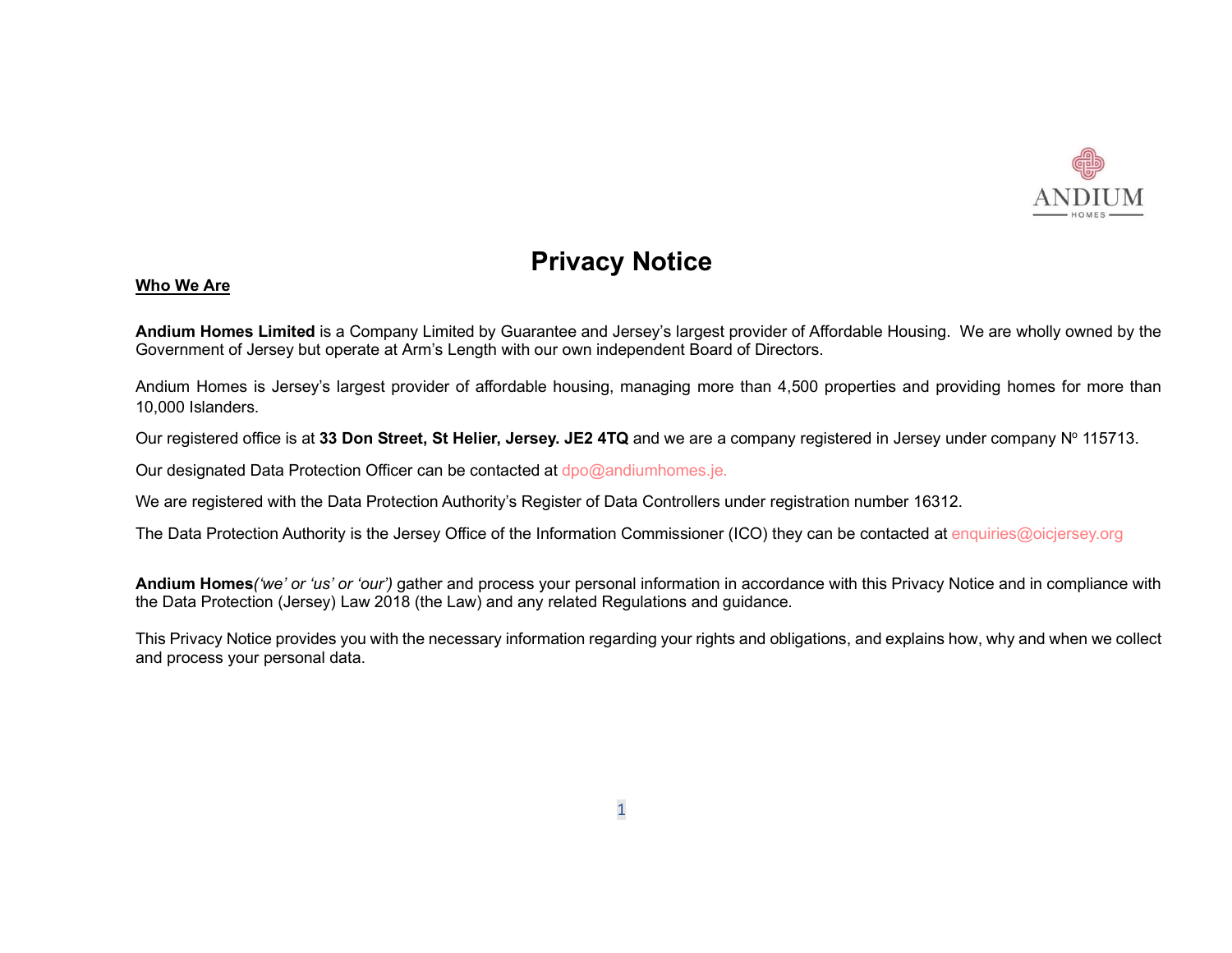# Privacy Notice

## Who We Are

**Andium Homes Limited** is a Company Limited by Guarantee and Jersey's largest provider of Affordable Housing. We are wholly owned by the Government of Jersey but operate at Arm's Length with our own independent Board of Directors.

Andium Homes is Jersey's largest provider of affordable housing, managing more than 4,500 properties and providing homes for more than 10,000 Islanders.

Our registered office is at **33 Don Street, St Helier, Jersey. JE2 4TQ** and we are a company registered in Jersey under company Nº 115713.

Our designated Data Protection Officer can be contacted at dpo@andiumhomes.je.

We are registered with the Data Protection Authority's Register of Data Controllers under registration number 16312.

The Data Protection Authority is the Jersey Office of the Information Commissioner (ICO) they can be contacted at enquiries@oicjersey.org

**Andium Homes***('we' or 'us' or 'our')* gather and process your personal information in accordance with this Privacy Notice and in compliance with the Data Protection (Jersey) Law 2018 (the Law) and any related Regulations and guidance.

This Privacy Notice provides you with the necessary information regarding your rights and obligations, and explains how, why and when we collect and process your personal data.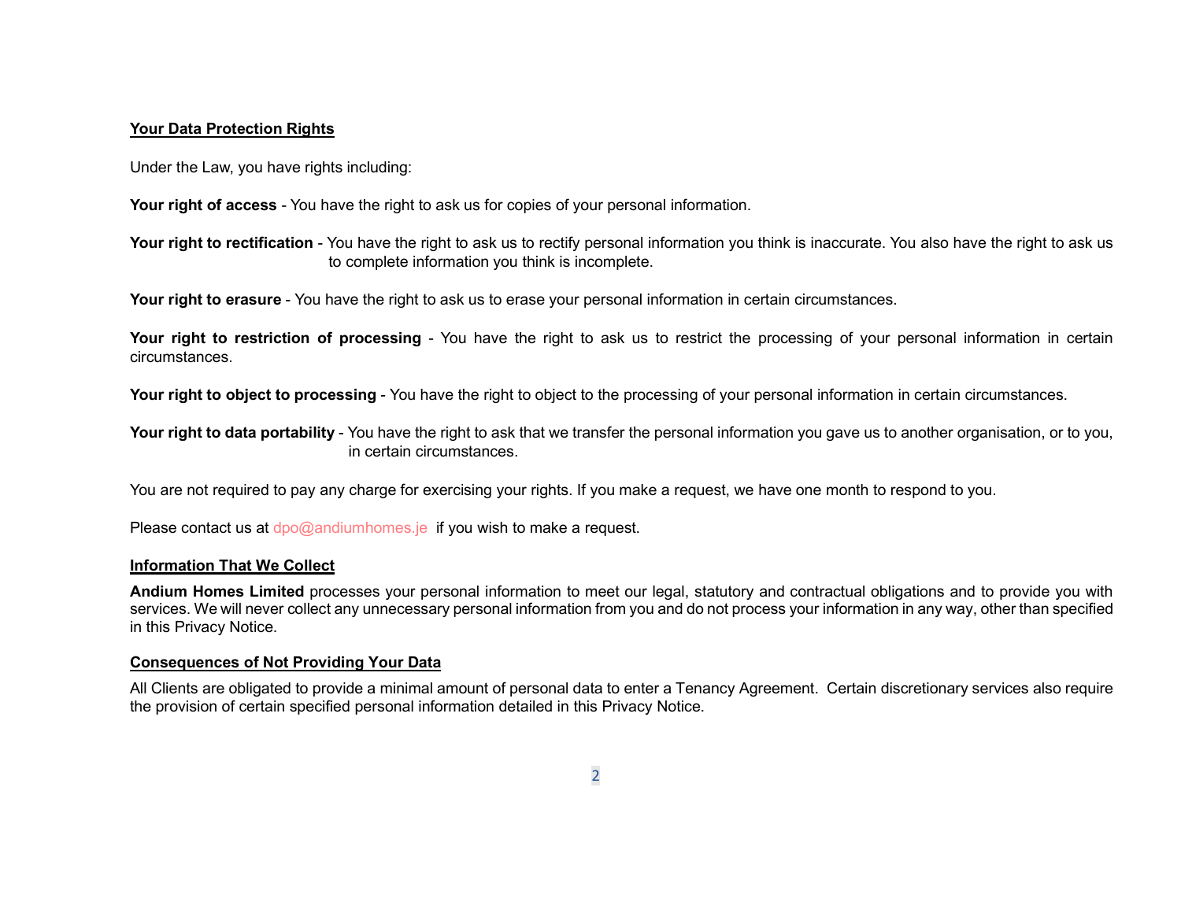## Your Data Protection Rights

Under the Law, you have rights including:

**Your right of access** - You have the right to ask us for copies of your personal information.

**Your right to rectification** - You have the right to ask us to rectify personal information you think is inaccurate. You also have the right to ask us to complete information you think is incomplete.

**Your right to erasure** - You have the right to ask us to erase your personal information in certain circumstances.

**Your right to restriction of processing** - You have the right to ask us to restrict the processing of your personal information in certain circumstances.

**Your right to object to processing** - You have the right to object to the processing of your personal information in certain circumstances.

**Your right to data portability** - You have the right to ask that we transfer the personal information you gave us to another organisation, or to you, in certain circumstances.

You are not required to pay any charge for exercising your rights. If you make a request, we have one month to respond to you.

Please contact us at dpo@andiumhomes.je if you wish to make a request.

## Information That We Collect

**Andium Homes Limited** processes your personal information to meet our legal, statutory and contractual obligations and to provide you with services. We will never collect any unnecessary personal information from you and do not process your information in any way, other than specified in this Privacy Notice.

## Consequences of Not Providing Your Data

All Clients are obligated to provide a minimal amount of personal data to enter a Tenancy Agreement. Certain discretionary services also require the provision of certain specified personal information detailed in this Privacy Notice.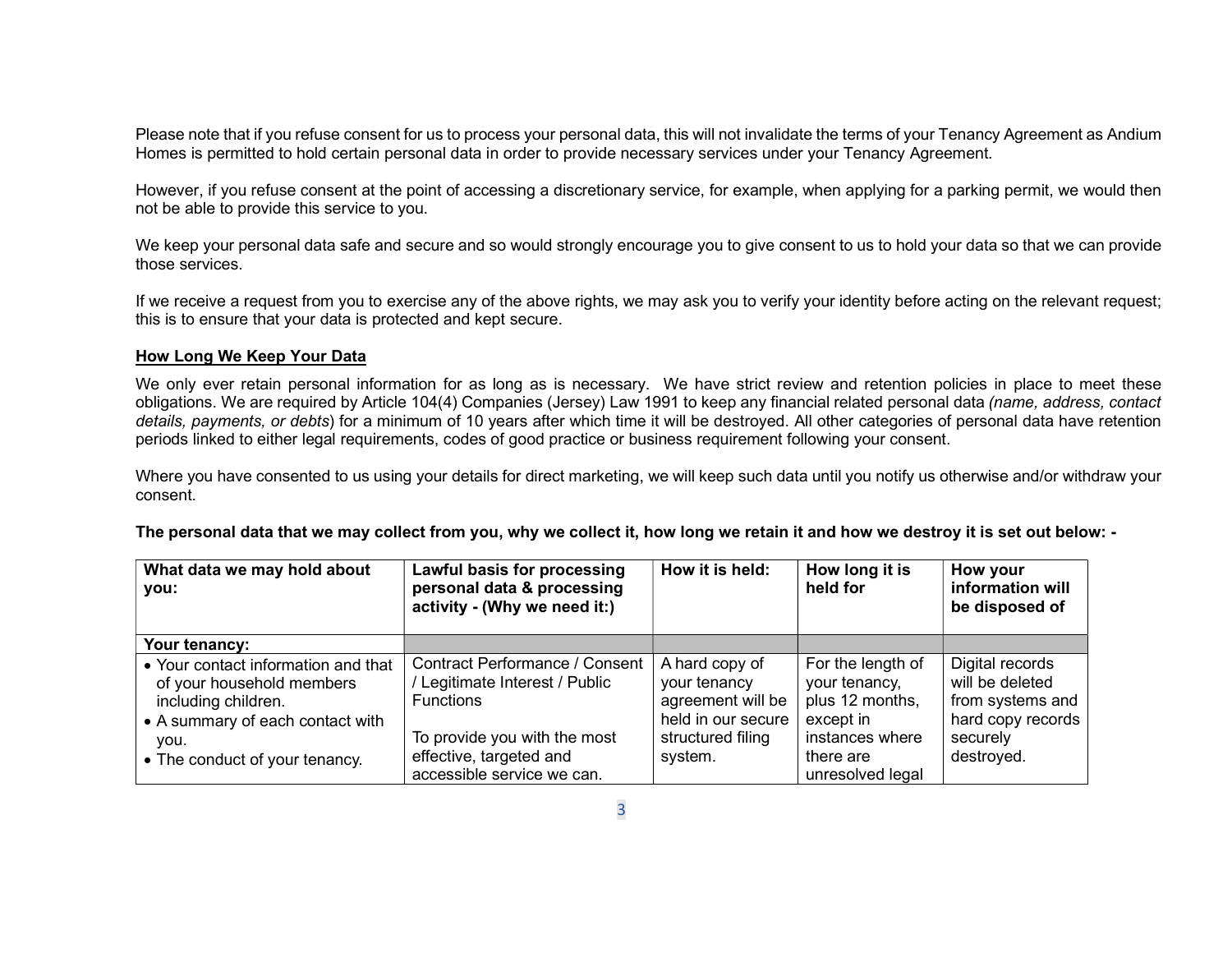Please note that if you refuse consent for us to process your personal data, this will not invalidate the terms of your Tenancy Agreement as Andium Homes is permitted to hold certain personal data in order to provide necessary services under your Tenancy Agreement.

However, if you refuse consent at the point of accessing a discretionary service, for example, when applying for a parking permit, we would then not be able to provide this service to you.

We keep your personal data safe and secure and so would strongly encourage you to give consent to us to hold your data so that we can provide those services.

If we receive a request from you to exercise any of the above rights, we may ask you to verify your identity before acting on the relevant request; this is to ensure that your data is protected and kept secure.

## <u>How Long We Keep Your Data</u>

We only ever retain personal information for as long as is necessary. We have strict review and retention policies in place to meet these obligations. We are required by Article 104(4) Companies (Jersey) Law 1991 to keep any financial related personal data *(name, address, contact details, payments, or debts*) for a minimum of 10 years after which time it will be destroyed. All other categories of personal data have retention periods linked to either legal requirements, codes of good practice or business requirement following your consent.

Where you have consented to us using your details for direct marketing, we will keep such data until you notify us otherwise and/or withdraw your consent.

**The personal data that we may collect from you, why we collect it, how long we retain it and how we destroy it is set out below: -**

| What data we may hold about you: | Lawful basis for processing personal data & processing activity - (Why we need it:) | How it is held: | How long it is held for | How your information will be disposed of |
|---|---|---|---|---|
| **Your tenancy:** | | | | |
| • Your contact information and that of your household members including children.<br>• A summary of each contact with you.<br>• The conduct of your tenancy. | Contract Performance / Consent / Legitimate Interest / Public Functions<br><br>To provide you with the most effective, targeted and accessible service we can. | A hard copy of your tenancy agreement will be held in our secure structured filing system. | For the length of your tenancy, plus 12 months, except in instances where there are unresolved legal | Digital records will be deleted from systems and hard copy records securely destroyed. |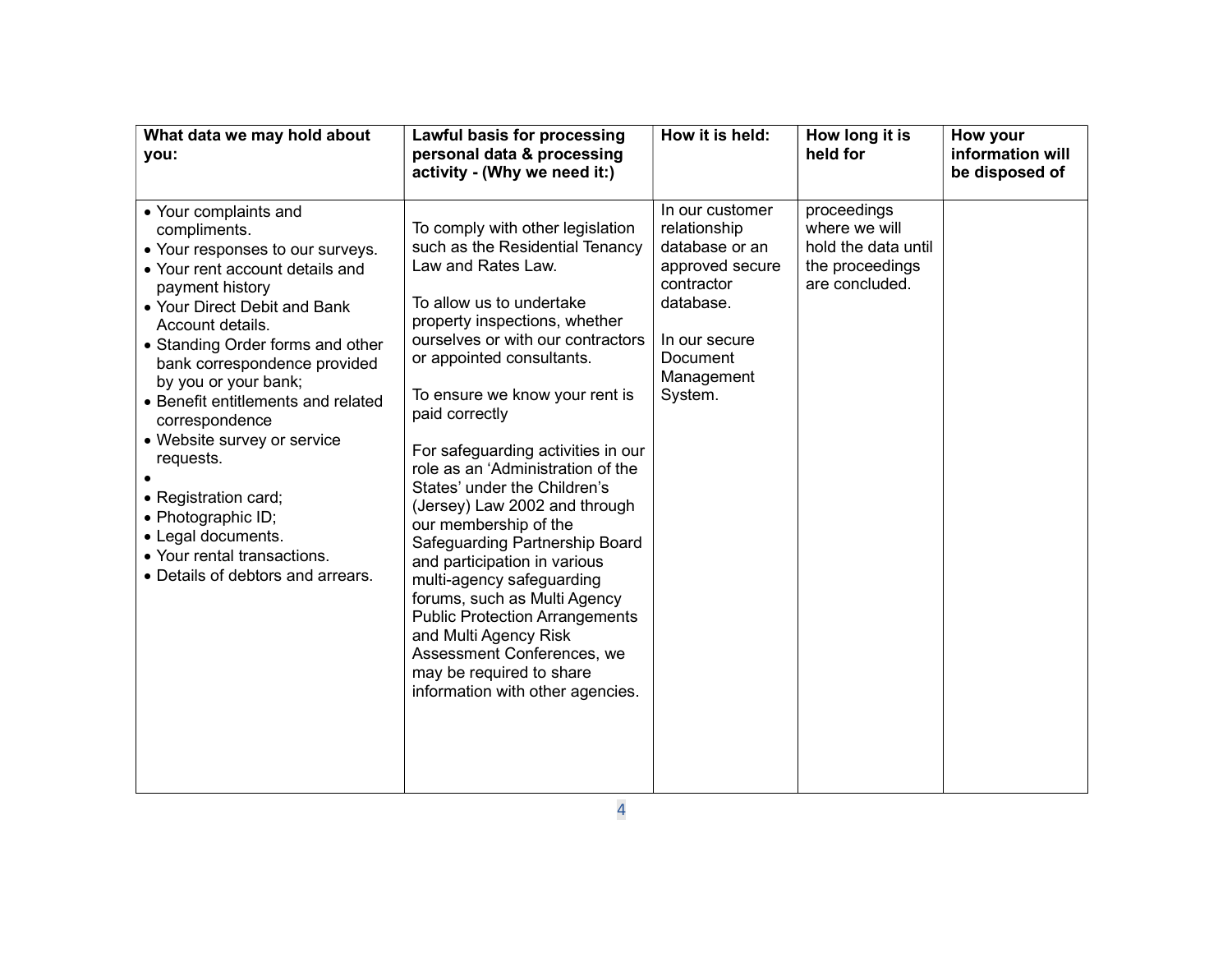| What data we may hold about you: | Lawful basis for processing personal data & processing activity - (Why we need it:) | How it is held: | How long it is held for | How your information will be disposed of |
|---|---|---|---|---|
| • Your complaints and compliments.<br>• Your responses to our surveys.<br>• Your rent account details and payment history<br>• Your Direct Debit and Bank Account details.<br>• Standing Order forms and other bank correspondence provided by you or your bank;<br>• Benefit entitlements and related correspondence<br>• Website survey or service requests.<br>•<br>• Registration card;<br>• Photographic ID;<br>• Legal documents.<br>• Your rental transactions.<br>• Details of debtors and arrears. | To comply with other legislation such as the Residential Tenancy Law and Rates Law.<br><br>To allow us to undertake property inspections, whether ourselves or with our contractors or appointed consultants.<br><br>To ensure we know your rent is paid correctly<br><br>For safeguarding activities in our role as an 'Administration of the States' under the Children's (Jersey) Law 2002 and through our membership of the Safeguarding Partnership Board and participation in various multi-agency safeguarding forums, such as Multi Agency Public Protection Arrangements and Multi Agency Risk Assessment Conferences, we may be required to share information with other agencies. | In our customer relationship database or an approved secure contractor database.<br><br>In our secure Document Management System. | proceedings where we will hold the data until the proceedings are concluded. | |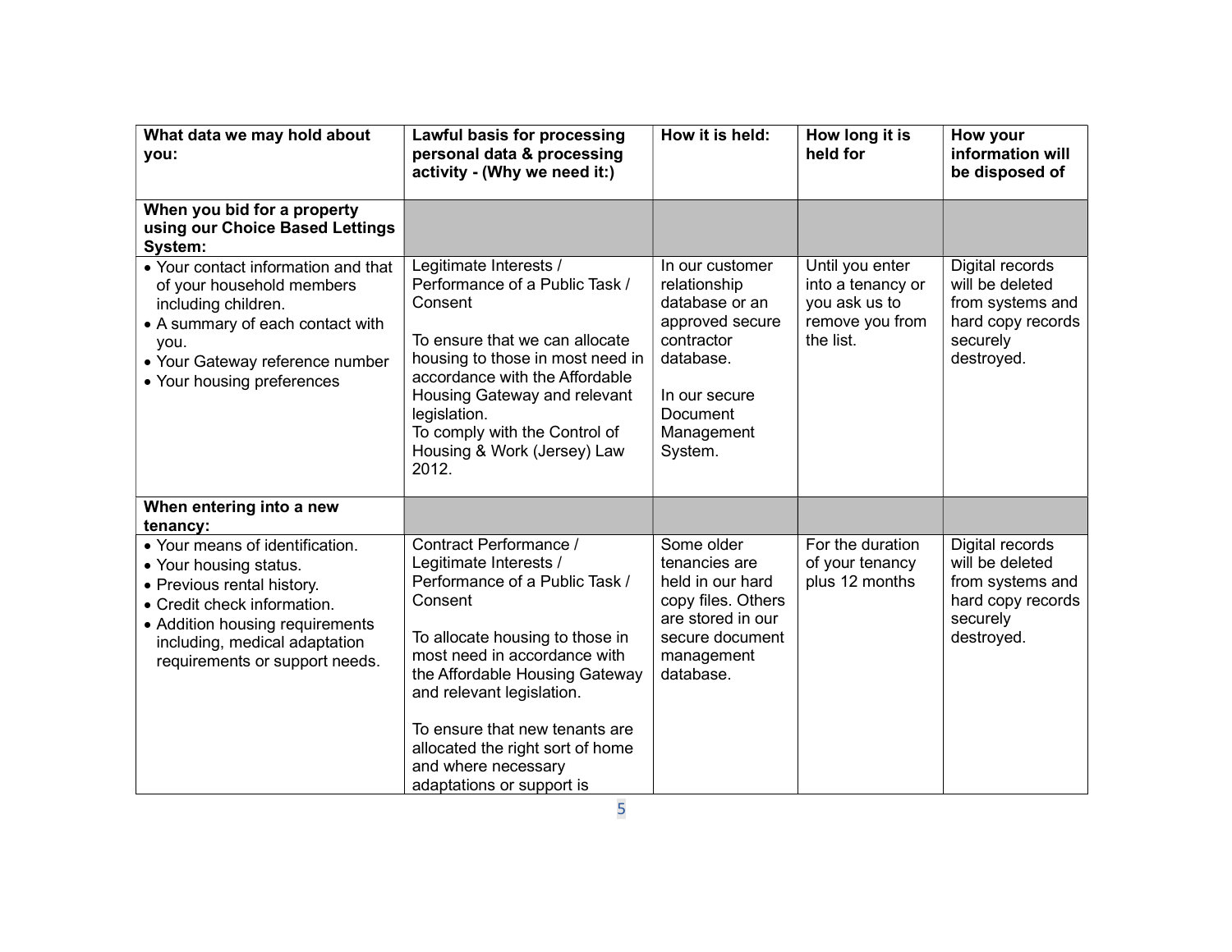| What data we may hold about you: | Lawful basis for processing personal data & processing activity - (Why we need it:) | How it is held: | How long it is held for | How your information will be disposed of |
|---|---|---|---|---|
| **When you bid for a property using our Choice Based Lettings System:** | | | | |
| • Your contact information and that of your household members including children.<br>• A summary of each contact with you.<br>• Your Gateway reference number<br>• Your housing preferences | Legitimate Interests / Performance of a Public Task / Consent<br><br>To ensure that we can allocate housing to those in most need in accordance with the Affordable Housing Gateway and relevant legislation.<br>To comply with the Control of Housing & Work (Jersey) Law 2012. | In our customer relationship database or an approved secure contractor database.<br><br>In our secure Document Management System. | Until you enter into a tenancy or you ask us to remove you from the list. | Digital records will be deleted from systems and hard copy records securely destroyed. |
| **When entering into a new tenancy:** | | | | |
| • Your means of identification.<br>• Your housing status.<br>• Previous rental history.<br>• Credit check information.<br>• Addition housing requirements including, medical adaptation requirements or support needs. | Contract Performance / Legitimate Interests / Performance of a Public Task / Consent<br><br>To allocate housing to those in most need in accordance with the Affordable Housing Gateway and relevant legislation.<br><br>To ensure that new tenants are allocated the right sort of home and where necessary adaptations or support is | Some older tenancies are held in our hard copy files. Others are stored in our secure document management database. | For the duration of your tenancy plus 12 months | Digital records will be deleted from systems and hard copy records securely destroyed. |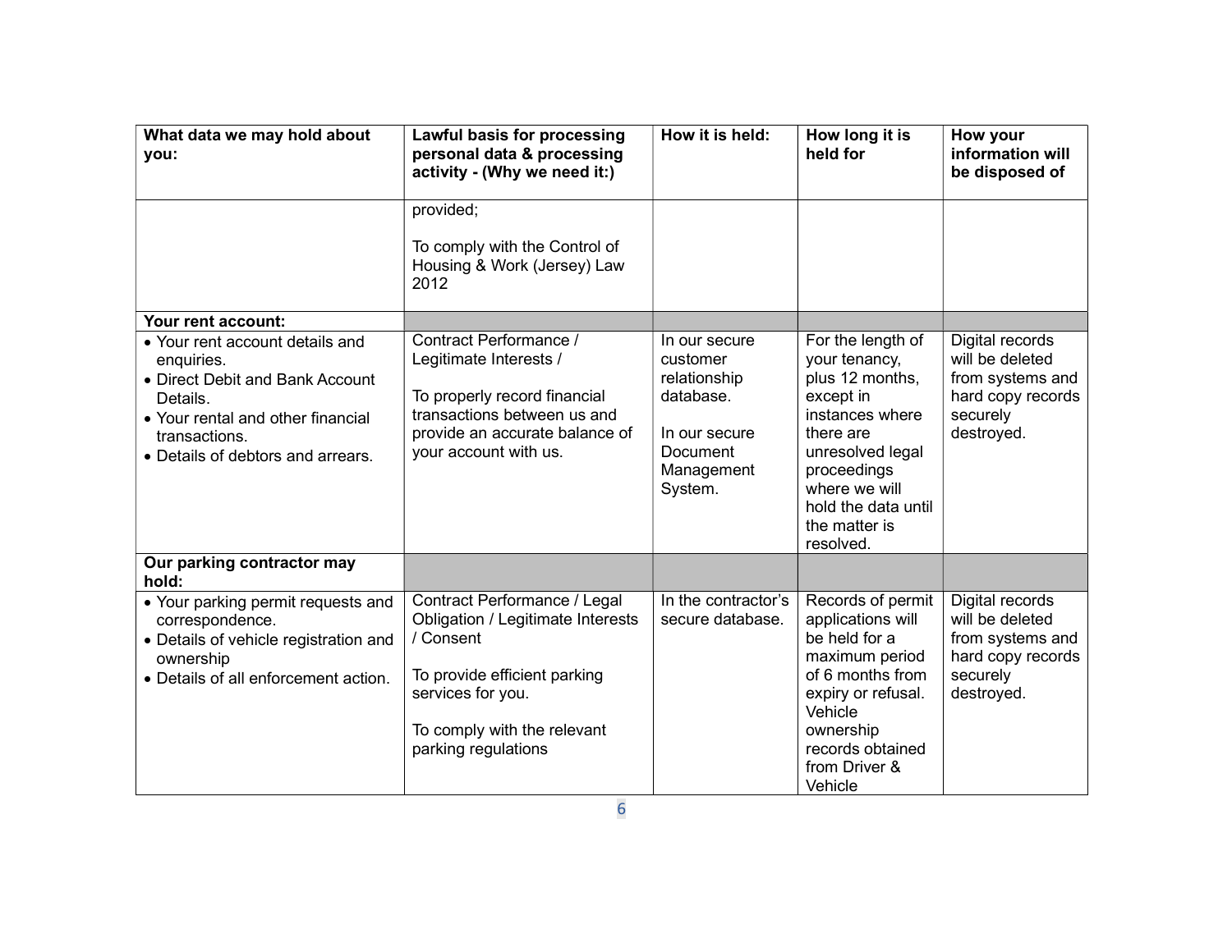| What data we may hold about you: | Lawful basis for processing personal data & processing activity - (Why we need it:) | How it is held: | How long it is held for | How your information will be disposed of |
|---|---|---|---|---|
| | provided;<br><br>To comply with the Control of Housing & Work (Jersey) Law 2012 | | | |
| **Your rent account:** | | | | |
| • Your rent account details and enquiries.<br>• Direct Debit and Bank Account Details.<br>• Your rental and other financial transactions.<br>• Details of debtors and arrears. | Contract Performance / Legitimate Interests /<br><br>To properly record financial transactions between us and provide an accurate balance of your account with us. | In our secure customer relationship database.<br><br>In our secure Document Management System. | For the length of your tenancy, plus 12 months, except in instances where there are unresolved legal proceedings where we will hold the data until the matter is resolved. | Digital records will be deleted from systems and hard copy records securely destroyed. |
| **Our parking contractor may hold:** | | | | |
| • Your parking permit requests and correspondence.<br>• Details of vehicle registration and ownership<br>• Details of all enforcement action. | Contract Performance / Legal Obligation / Legitimate Interests / Consent<br><br>To provide efficient parking services for you.<br><br>To comply with the relevant parking regulations | In the contractor's secure database. | Records of permit applications will be held for a maximum period of 6 months from expiry or refusal. Vehicle ownership records obtained from Driver & Vehicle | Digital records will be deleted from systems and hard copy records securely destroyed. |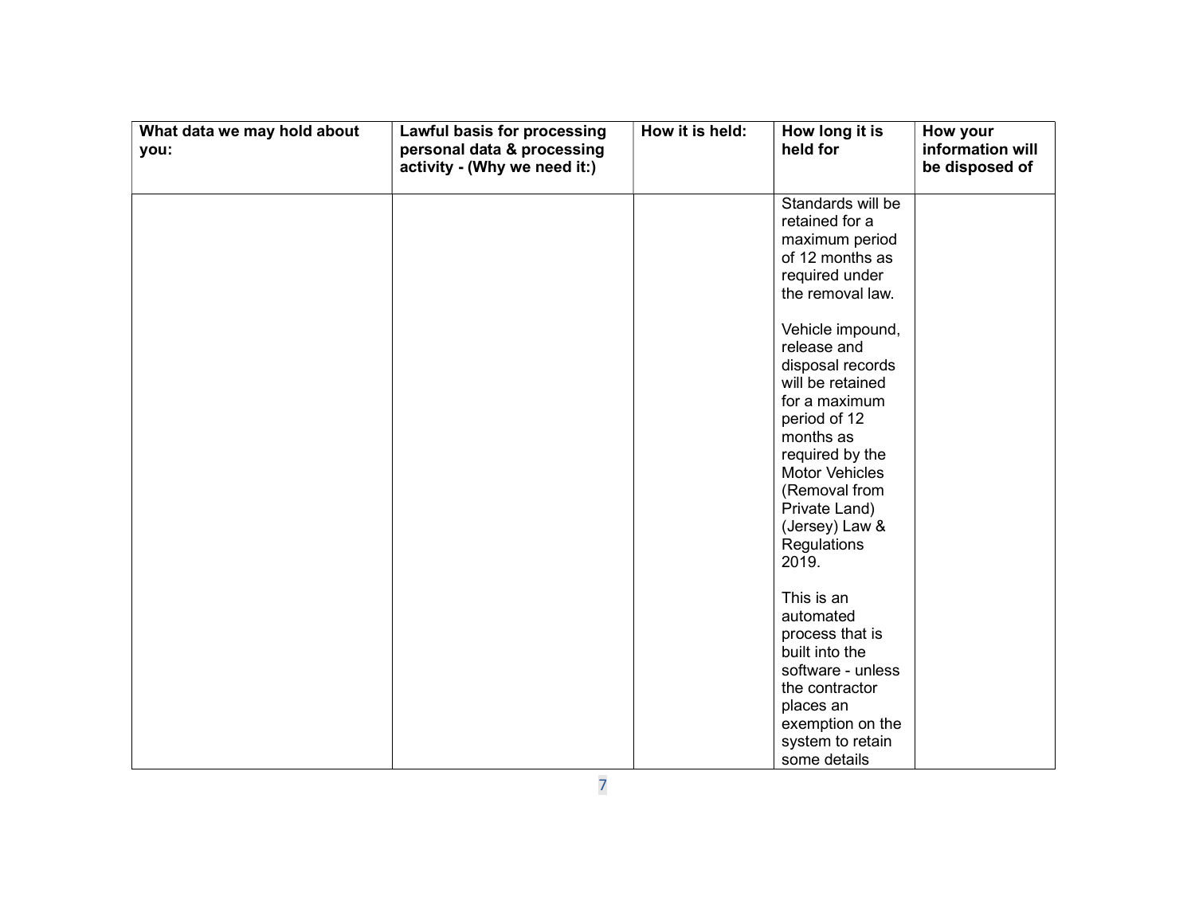| What data we may hold about you: | Lawful basis for processing personal data & processing activity - (Why we need it:) | How it is held: | How long it is held for | How your information will be disposed of |
|---|---|---|---|---|
| | | | Standards will be retained for a maximum period of 12 months as required under the removal law.<br><br>Vehicle impound, release and disposal records will be retained for a maximum period of 12 months as required by the Motor Vehicles (Removal from Private Land) (Jersey) Law & Regulations 2019.<br><br>This is an automated process that is built into the software - unless the contractor places an exemption on the system to retain some details | |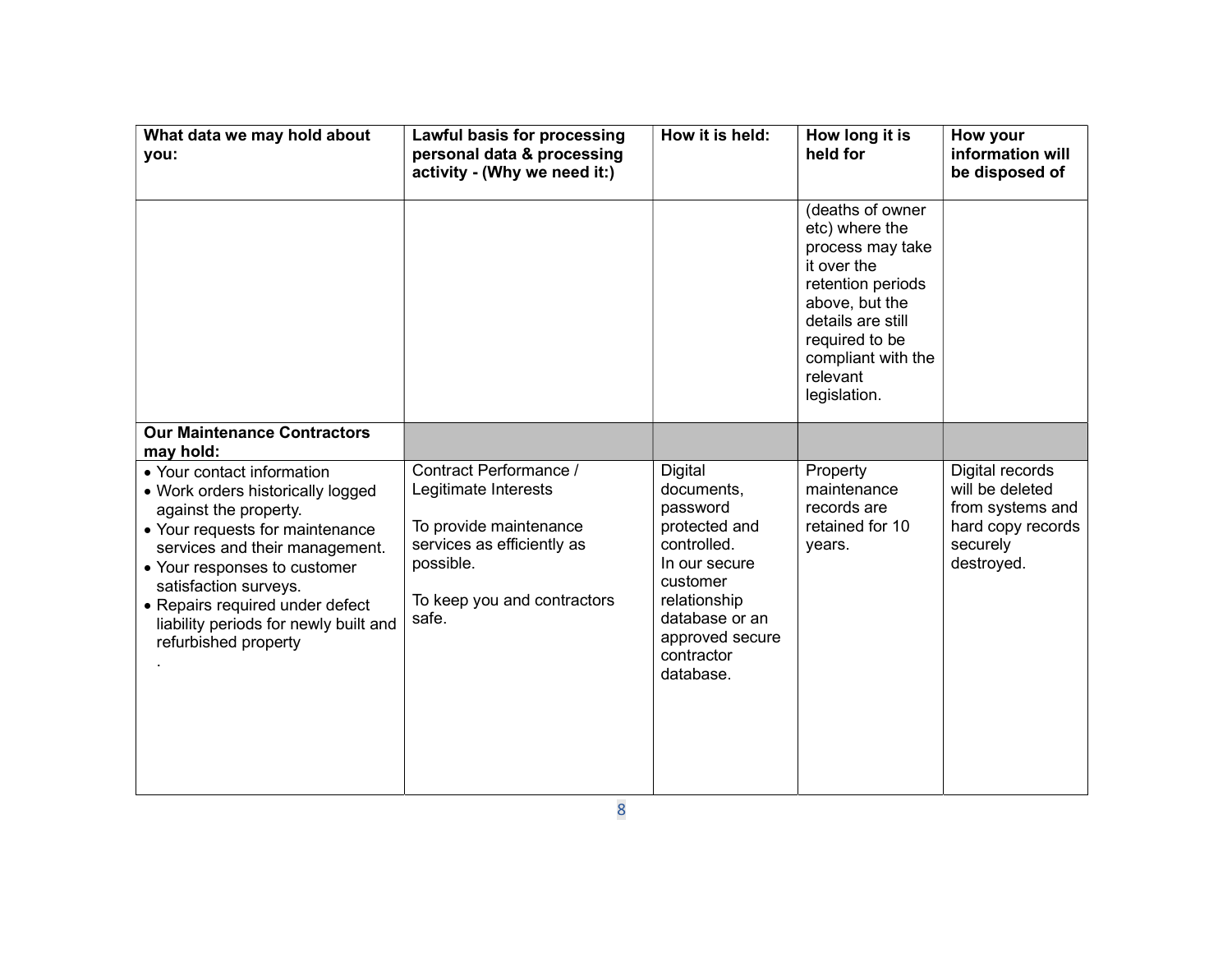| What data we may hold about you: | Lawful basis for processing personal data & processing activity - (Why we need it:) | How it is held: | How long it is held for | How your information will be disposed of |
|---|---|---|---|---|
| | | | (deaths of owner etc) where the process may take it over the retention periods above, but the details are still required to be compliant with the relevant legislation. | |
| **Our Maintenance Contractors may hold:** | | | | |
| • Your contact information<br>• Work orders historically logged against the property.<br>• Your requests for maintenance services and their management.<br>• Your responses to customer satisfaction surveys.<br>• Repairs required under defect liability periods for newly built and refurbished property<br>. | Contract Performance / Legitimate Interests<br><br>To provide maintenance services as efficiently as possible.<br><br>To keep you and contractors safe. | Digital documents, password protected and controlled.<br>In our secure customer relationship database or an approved secure contractor database. | Property maintenance records are retained for 10 years. | Digital records will be deleted from systems and hard copy records securely destroyed. |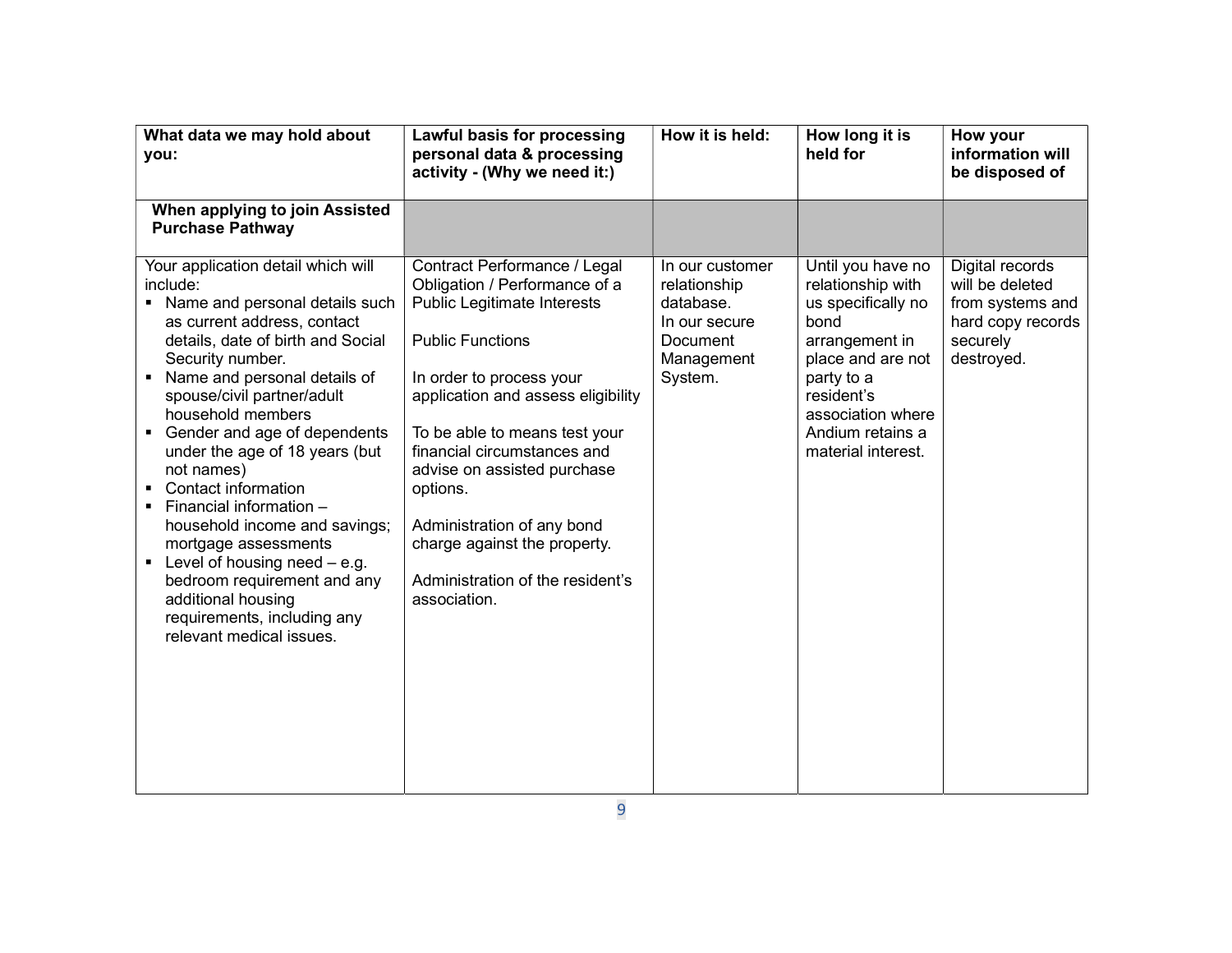| What data we may hold about you: | Lawful basis for processing personal data & processing activity - (Why we need it:) | How it is held: | How long it is held for | How your information will be disposed of |
|---|---|---|---|---|
| **When applying to join Assisted Purchase Pathway** | | | | |
| Your application detail which will include:<br>▪ Name and personal details such as current address, contact details, date of birth and Social Security number.<br>▪ Name and personal details of spouse/civil partner/adult household members<br>▪ Gender and age of dependents under the age of 18 years (but not names)<br>▪ Contact information<br>▪ Financial information – household income and savings; mortgage assessments<br>▪ Level of housing need – e.g. bedroom requirement and any additional housing requirements, including any relevant medical issues. | Contract Performance / Legal Obligation / Performance of a Public Legitimate Interests<br><br>Public Functions<br><br>In order to process your application and assess eligibility<br><br>To be able to means test your financial circumstances and advise on assisted purchase options.<br><br>Administration of any bond charge against the property.<br><br>Administration of the resident's association. | In our customer relationship database.<br>In our secure Document Management System. | Until you have no relationship with us specifically no bond arrangement in place and are not party to a resident's association where Andium retains a material interest. | Digital records will be deleted from systems and hard copy records securely destroyed. |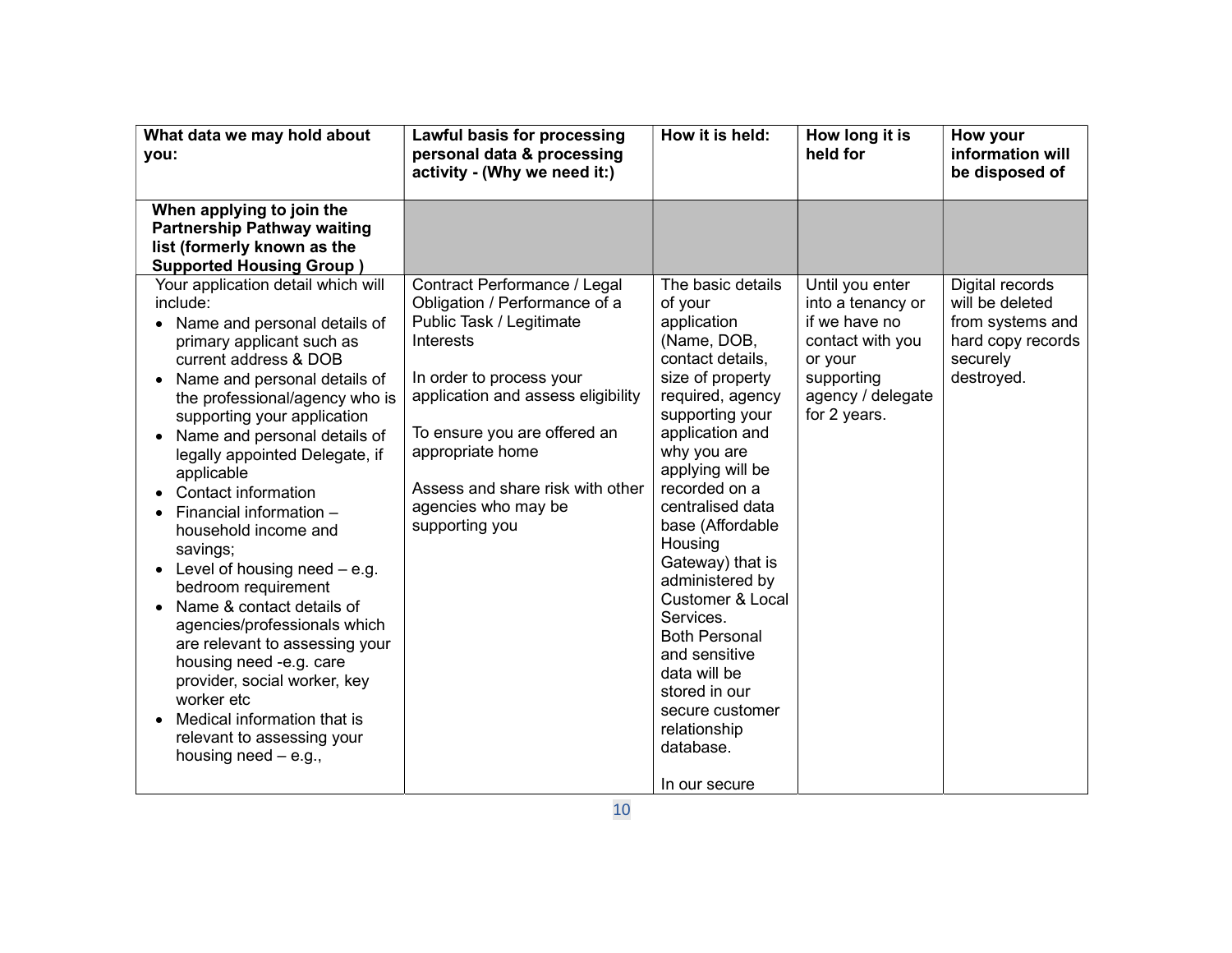| What data we may hold about you: | Lawful basis for processing personal data & processing activity - (Why we need it:) | How it is held: | How long it is held for | How your information will be disposed of |
|---|---|---|---|---|
| **When applying to join the Partnership Pathway waiting list (formerly known as the Supported Housing Group )** | | | | |
| Your application detail which will include:<br>• Name and personal details of primary applicant such as current address & DOB<br>• Name and personal details of the professional/agency who is supporting your application<br>• Name and personal details of legally appointed Delegate, if applicable<br>• Contact information<br>• Financial information – household income and savings;<br>• Level of housing need – e.g. bedroom requirement<br>• Name & contact details of agencies/professionals which are relevant to assessing your housing need -e.g. care provider, social worker, key worker etc<br>• Medical information that is relevant to assessing your housing need – e.g., | Contract Performance / Legal Obligation / Performance of a Public Task / Legitimate Interests<br><br>In order to process your application and assess eligibility<br><br>To ensure you are offered an appropriate home<br><br>Assess and share risk with other agencies who may be supporting you | The basic details of your application (Name, DOB, contact details, size of property required, agency supporting your application and why you are applying will be recorded on a centralised data base (Affordable Housing Gateway) that is administered by Customer & Local Services.<br>Both Personal and sensitive data will be stored in our secure customer relationship database.<br><br>In our secure | Until you enter into a tenancy or if we have no contact with you or your supporting agency / delegate for 2 years. | Digital records will be deleted from systems and hard copy records securely destroyed. |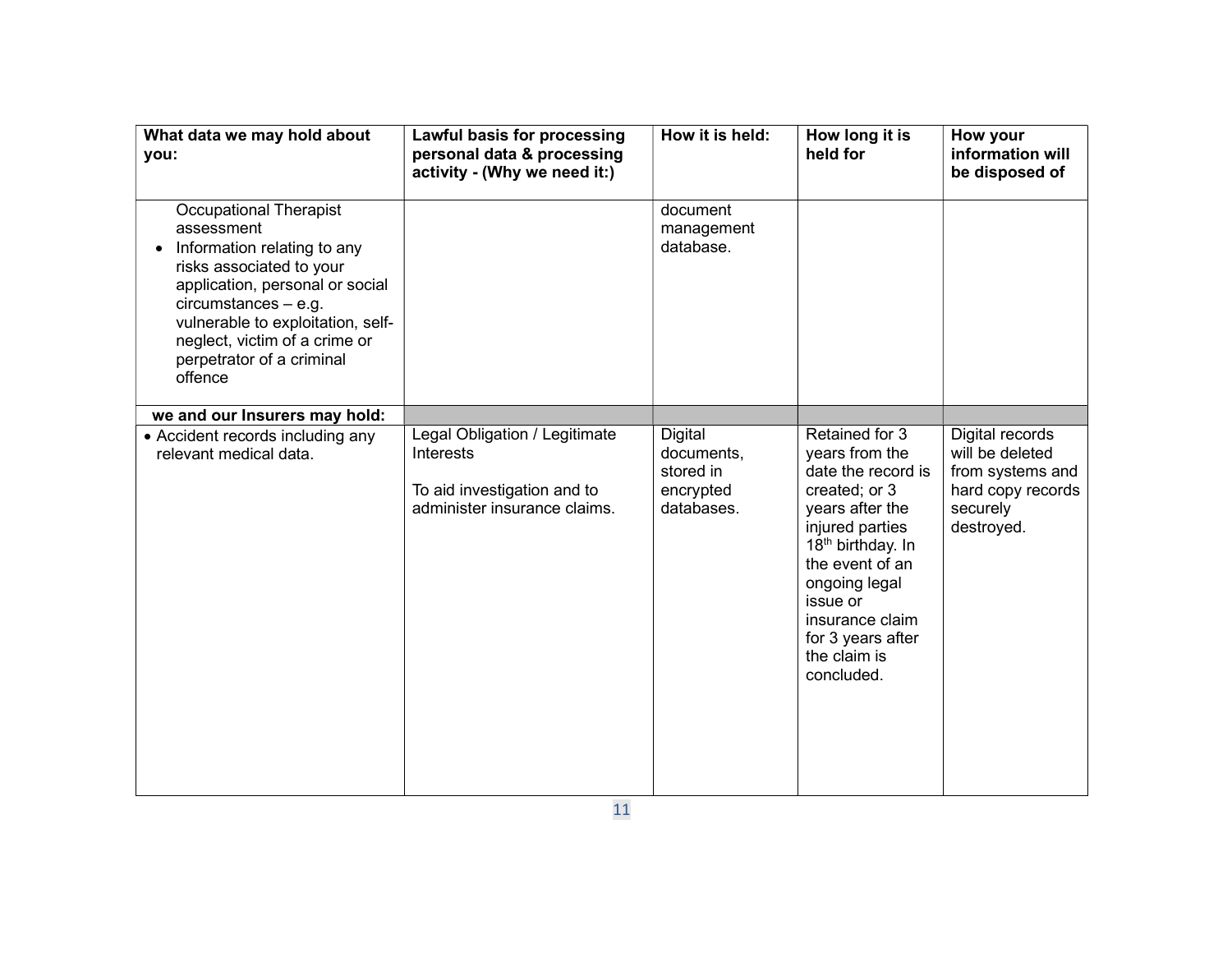| What data we may hold about you: | Lawful basis for processing personal data & processing activity - (Why we need it:) | How it is held: | How long it is held for | How your information will be disposed of |
|---|---|---|---|---|
| Occupational Therapist assessment<br>• Information relating to any risks associated to your application, personal or social circumstances – e.g. vulnerable to exploitation, self-neglect, victim of a crime or perpetrator of a criminal offence | | document management database. | | |
| **we and our Insurers may hold:** | | | | |
| • Accident records including any relevant medical data. | Legal Obligation / Legitimate Interests<br><br>To aid investigation and to administer insurance claims. | Digital documents, stored in encrypted databases. | Retained for 3 years from the date the record is created; or 3 years after the injured parties 18th birthday. In the event of an ongoing legal issue or insurance claim for 3 years after the claim is concluded. | Digital records will be deleted from systems and hard copy records securely destroyed. |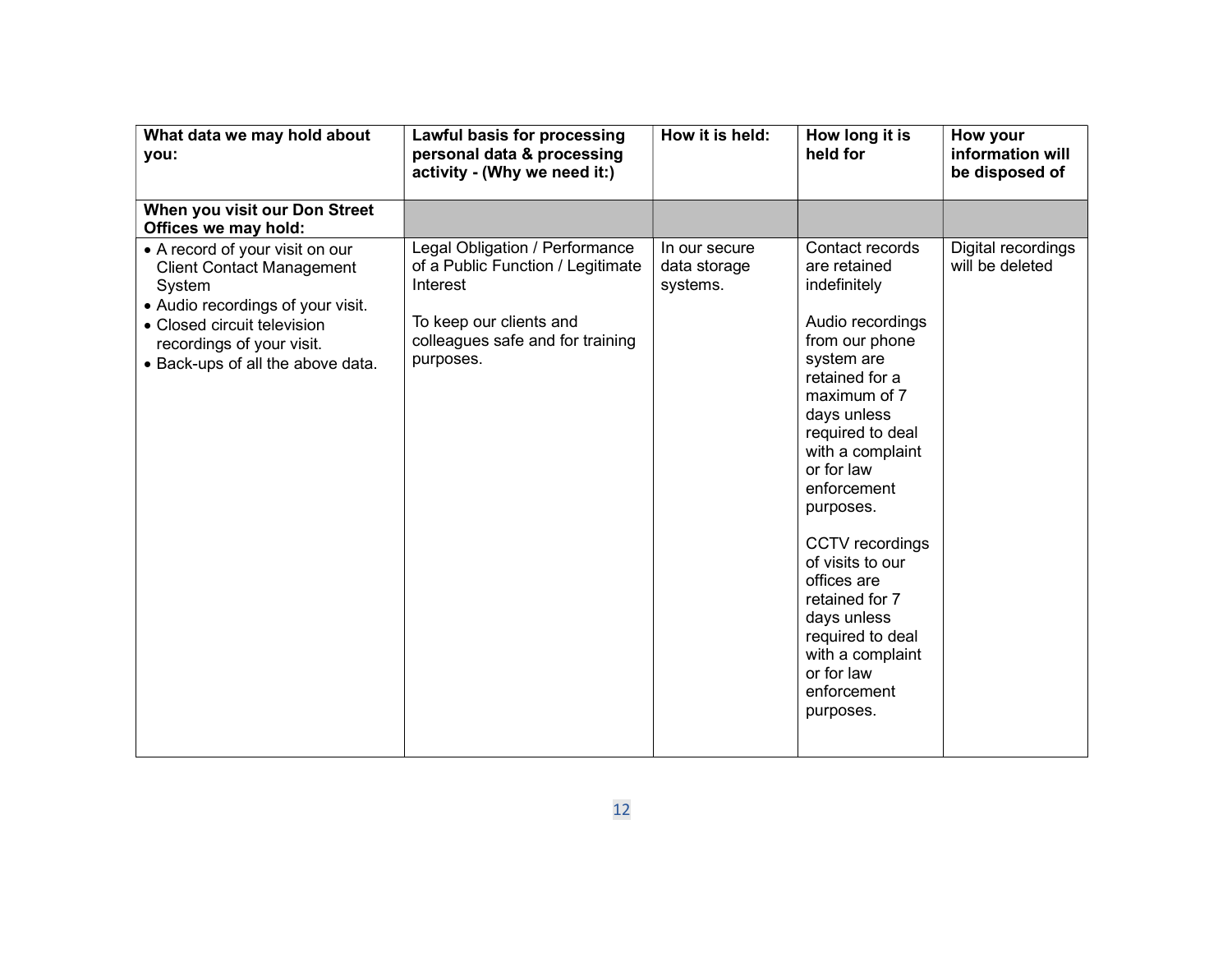| What data we may hold about you: | Lawful basis for processing personal data & processing activity - (Why we need it:) | How it is held: | How long it is held for | How your information will be disposed of |
|---|---|---|---|---|
| **When you visit our Don Street Offices we may hold:** | | | | |
| • A record of your visit on our Client Contact Management System<br>• Audio recordings of your visit.<br>• Closed circuit television recordings of your visit.<br>• Back-ups of all the above data. | Legal Obligation / Performance of a Public Function / Legitimate Interest<br><br>To keep our clients and colleagues safe and for training purposes. | In our secure data storage systems. | Contact records are retained indefinitely<br><br>Audio recordings from our phone system are retained for a maximum of 7 days unless required to deal with a complaint or for law enforcement purposes.<br><br>CCTV recordings of visits to our offices are retained for 7 days unless required to deal with a complaint or for law enforcement purposes. | Digital recordings will be deleted |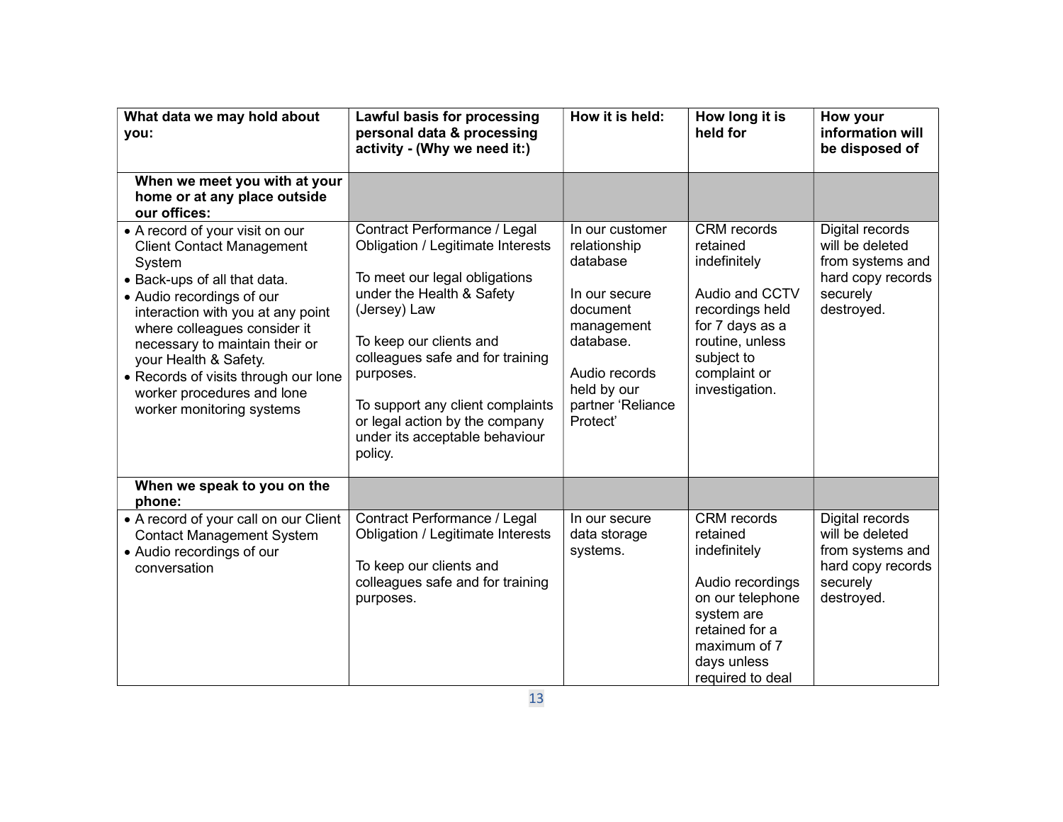| What data we may hold about you: | Lawful basis for processing personal data & processing activity - (Why we need it:) | How it is held: | How long it is held for | How your information will be disposed of |
|---|---|---|---|---|
| **When we meet you with at your home or at any place outside our offices:** | | | | |
| • A record of your visit on our Client Contact Management System<br>• Back-ups of all that data.<br>• Audio recordings of our interaction with you at any point where colleagues consider it necessary to maintain their or your Health & Safety.<br>• Records of visits through our lone worker procedures and lone worker monitoring systems | Contract Performance / Legal Obligation / Legitimate Interests<br><br>To meet our legal obligations under the Health & Safety (Jersey) Law<br><br>To keep our clients and colleagues safe and for training purposes.<br><br>To support any client complaints or legal action by the company under its acceptable behaviour policy. | In our customer relationship database<br><br>In our secure document management database.<br><br>Audio records held by our partner 'Reliance Protect' | CRM records retained indefinitely<br><br>Audio and CCTV recordings held for 7 days as a routine, unless subject to complaint or investigation. | Digital records will be deleted from systems and hard copy records securely destroyed. |
| **When we speak to you on the phone:** | | | | |
| • A record of your call on our Client Contact Management System<br>• Audio recordings of our conversation | Contract Performance / Legal Obligation / Legitimate Interests<br><br>To keep our clients and colleagues safe and for training purposes. | In our secure data storage systems. | CRM records retained indefinitely<br><br>Audio recordings on our telephone system are retained for a maximum of 7 days unless required to deal | Digital records will be deleted from systems and hard copy records securely destroyed. |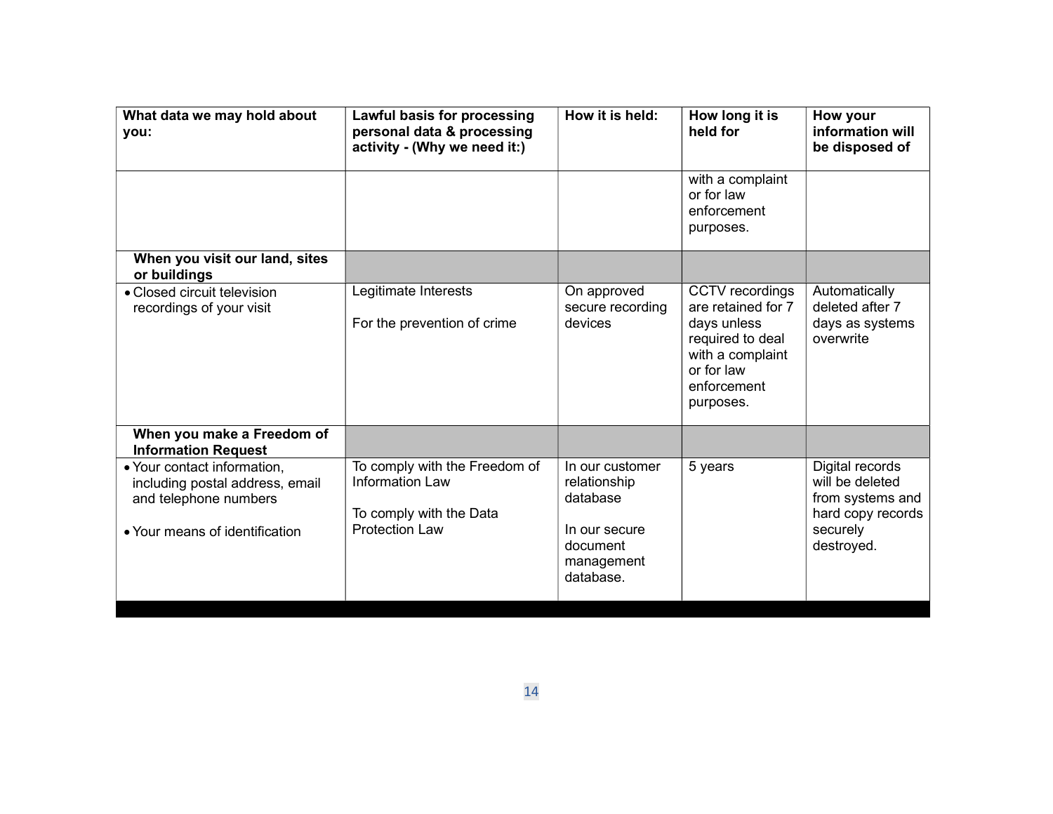| What data we may hold about you: | Lawful basis for processing personal data & processing activity - (Why we need it:) | How it is held: | How long it is held for | How your information will be disposed of |
| --- | --- | --- | --- | --- |
| | | | with a complaint or for law enforcement purposes. | |
| **When you visit our land, sites or buildings** | | | | |
| • Closed circuit television recordings of your visit | Legitimate Interests<br><br>For the prevention of crime | On approved secure recording devices | CCTV recordings are retained for 7 days unless required to deal with a complaint or for law enforcement purposes. | Automatically deleted after 7 days as systems overwrite |
| **When you make a Freedom of Information Request** | | | | |
| • Your contact information, including postal address, email and telephone numbers<br><br>• Your means of identification | To comply with the Freedom of Information Law<br><br>To comply with the Data Protection Law | In our customer relationship database<br><br>In our secure document management database. | 5 years | Digital records will be deleted from systems and hard copy records securely destroyed. |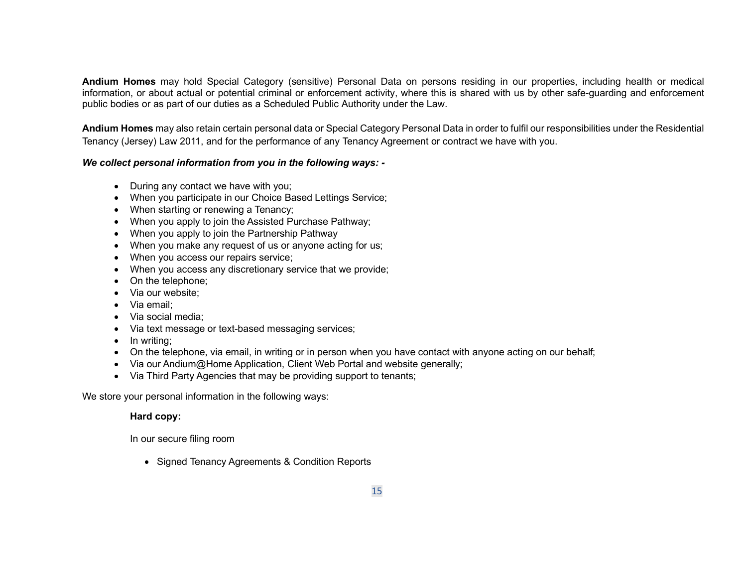**Andium Homes** may hold Special Category (sensitive) Personal Data on persons residing in our properties, including health or medical information, or about actual or potential criminal or enforcement activity, where this is shared with us by other safe-guarding and enforcement public bodies or as part of our duties as a Scheduled Public Authority under the Law.

**Andium Homes** may also retain certain personal data or Special Category Personal Data in order to fulfil our responsibilities under the Residential Tenancy (Jersey) Law 2011, and for the performance of any Tenancy Agreement or contract we have with you.

***We collect personal information from you in the following ways: -***

- During any contact we have with you;
- When you participate in our Choice Based Lettings Service;
- When starting or renewing a Tenancy;
- When you apply to join the Assisted Purchase Pathway;
- When you apply to join the Partnership Pathway
- When you make any request of us or anyone acting for us;
- When you access our repairs service;
- When you access any discretionary service that we provide;
- On the telephone;
- Via our website;
- Via email;
- Via social media;
- Via text message or text-based messaging services;
- In writing;
- On the telephone, via email, in writing or in person when you have contact with anyone acting on our behalf;
- Via our Andium@Home Application, Client Web Portal and website generally;
- Via Third Party Agencies that may be providing support to tenants;

We store your personal information in the following ways:

**Hard copy:**

In our secure filing room

- Signed Tenancy Agreements & Condition Reports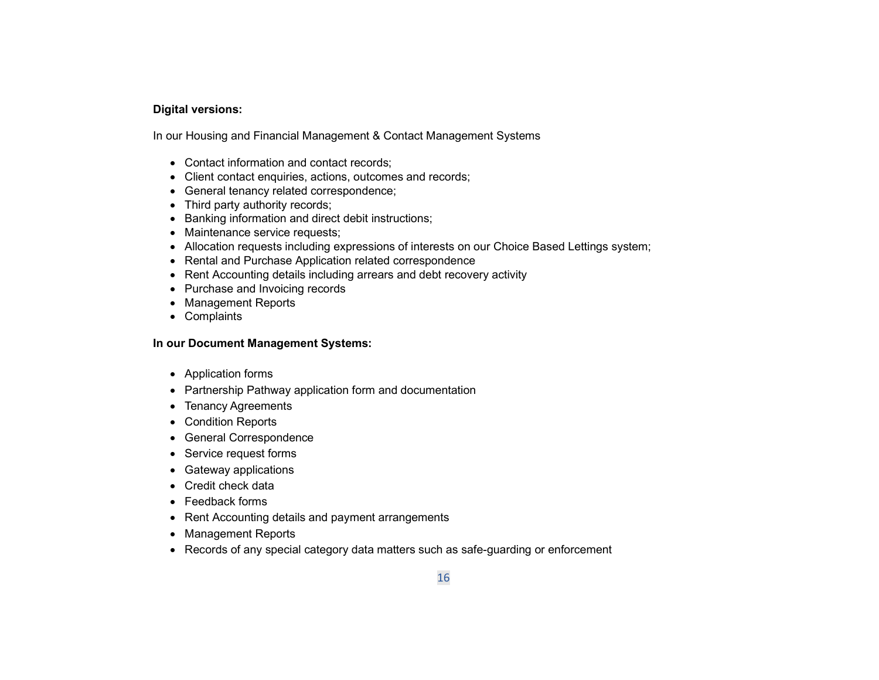**Digital versions:**

In our Housing and Financial Management & Contact Management Systems

- Contact information and contact records;
- Client contact enquiries, actions, outcomes and records;
- General tenancy related correspondence;
- Third party authority records;
- Banking information and direct debit instructions;
- Maintenance service requests;
- Allocation requests including expressions of interests on our Choice Based Lettings system;
- Rental and Purchase Application related correspondence
- Rent Accounting details including arrears and debt recovery activity
- Purchase and Invoicing records
- Management Reports
- Complaints

**In our Document Management Systems:**

- Application forms
- Partnership Pathway application form and documentation
- Tenancy Agreements
- Condition Reports
- General Correspondence
- Service request forms
- Gateway applications
- Credit check data
- Feedback forms
- Rent Accounting details and payment arrangements
- Management Reports
- Records of any special category data matters such as safe-guarding or enforcement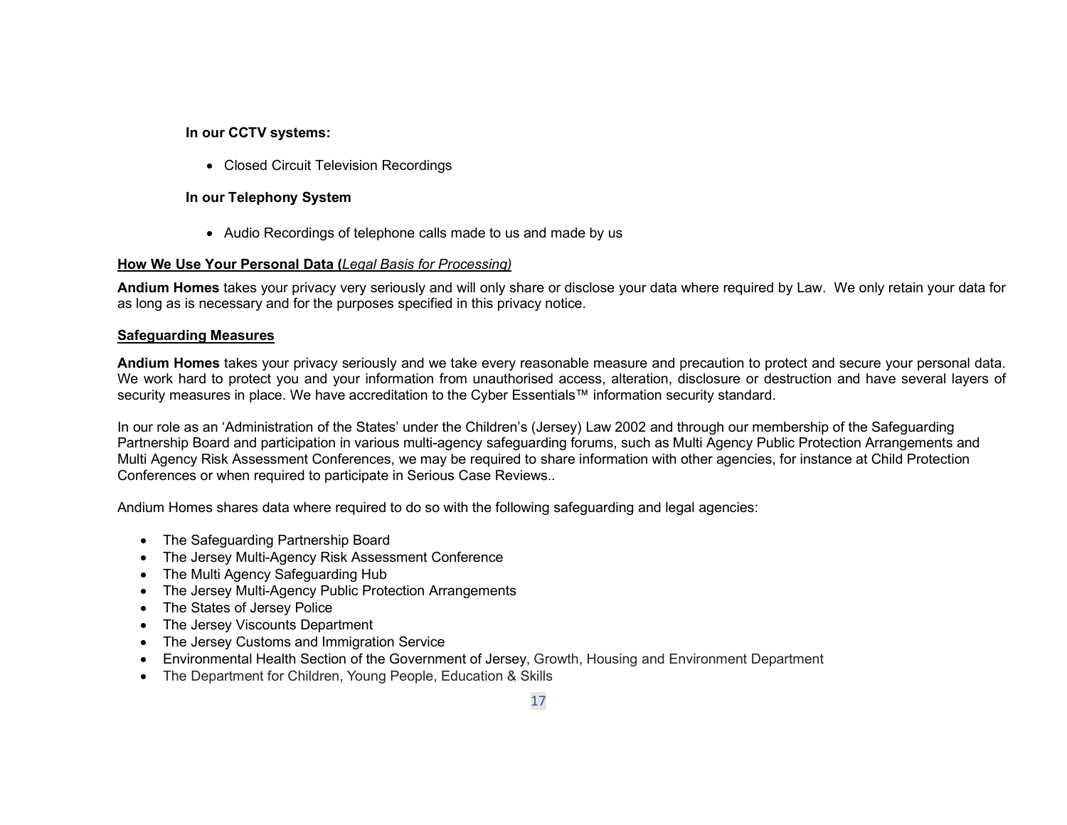**In our CCTV systems:**

- Closed Circuit Television Recordings

**In our Telephony System**

- Audio Recordings of telephone calls made to us and made by us

**How We Use Your Personal Data (*Legal Basis for Processing)***

**Andium Homes** takes your privacy very seriously and will only share or disclose your data where required by Law. We only retain your data for as long as is necessary and for the purposes specified in this privacy notice.

**Safeguarding Measures**

**Andium Homes** takes your privacy seriously and we take every reasonable measure and precaution to protect and secure your personal data. We work hard to protect you and your information from unauthorised access, alteration, disclosure or destruction and have several layers of security measures in place. We have accreditation to the Cyber Essentials™ information security standard.

In our role as an 'Administration of the States' under the Children's (Jersey) Law 2002 and through our membership of the Safeguarding Partnership Board and participation in various multi-agency safeguarding forums, such as Multi Agency Public Protection Arrangements and Multi Agency Risk Assessment Conferences, we may be required to share information with other agencies, for instance at Child Protection Conferences or when required to participate in Serious Case Reviews..

Andium Homes shares data where required to do so with the following safeguarding and legal agencies:

- The Safeguarding Partnership Board
- The Jersey Multi-Agency Risk Assessment Conference
- The Multi Agency Safeguarding Hub
- The Jersey Multi-Agency Public Protection Arrangements
- The States of Jersey Police
- The Jersey Viscounts Department
- The Jersey Customs and Immigration Service
- Environmental Health Section of the Government of Jersey, Growth, Housing and Environment Department
- The Department for Children, Young People, Education & Skills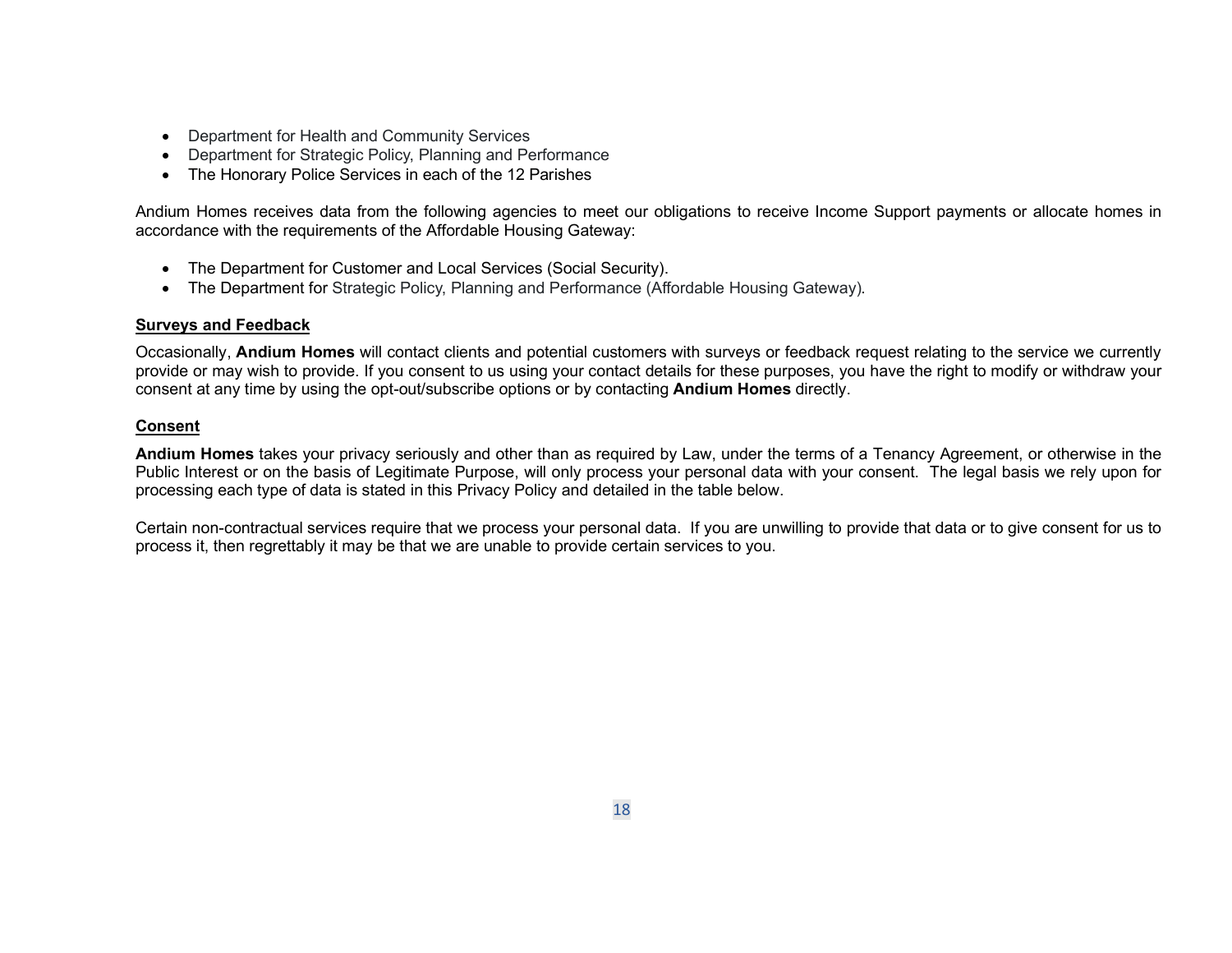- Department for Health and Community Services
- Department for Strategic Policy, Planning and Performance
- The Honorary Police Services in each of the 12 Parishes

Andium Homes receives data from the following agencies to meet our obligations to receive Income Support payments or allocate homes in accordance with the requirements of the Affordable Housing Gateway:

- The Department for Customer and Local Services (Social Security).
- The Department for Strategic Policy, Planning and Performance (Affordable Housing Gateway).

**Surveys and Feedback**

Occasionally, **Andium Homes** will contact clients and potential customers with surveys or feedback request relating to the service we currently provide or may wish to provide. If you consent to us using your contact details for these purposes, you have the right to modify or withdraw your consent at any time by using the opt-out/subscribe options or by contacting **Andium Homes** directly.

**Consent**

**Andium Homes** takes your privacy seriously and other than as required by Law, under the terms of a Tenancy Agreement, or otherwise in the Public Interest or on the basis of Legitimate Purpose, will only process your personal data with your consent. The legal basis we rely upon for processing each type of data is stated in this Privacy Policy and detailed in the table below.

Certain non-contractual services require that we process your personal data. If you are unwilling to provide that data or to give consent for us to process it, then regrettably it may be that we are unable to provide certain services to you.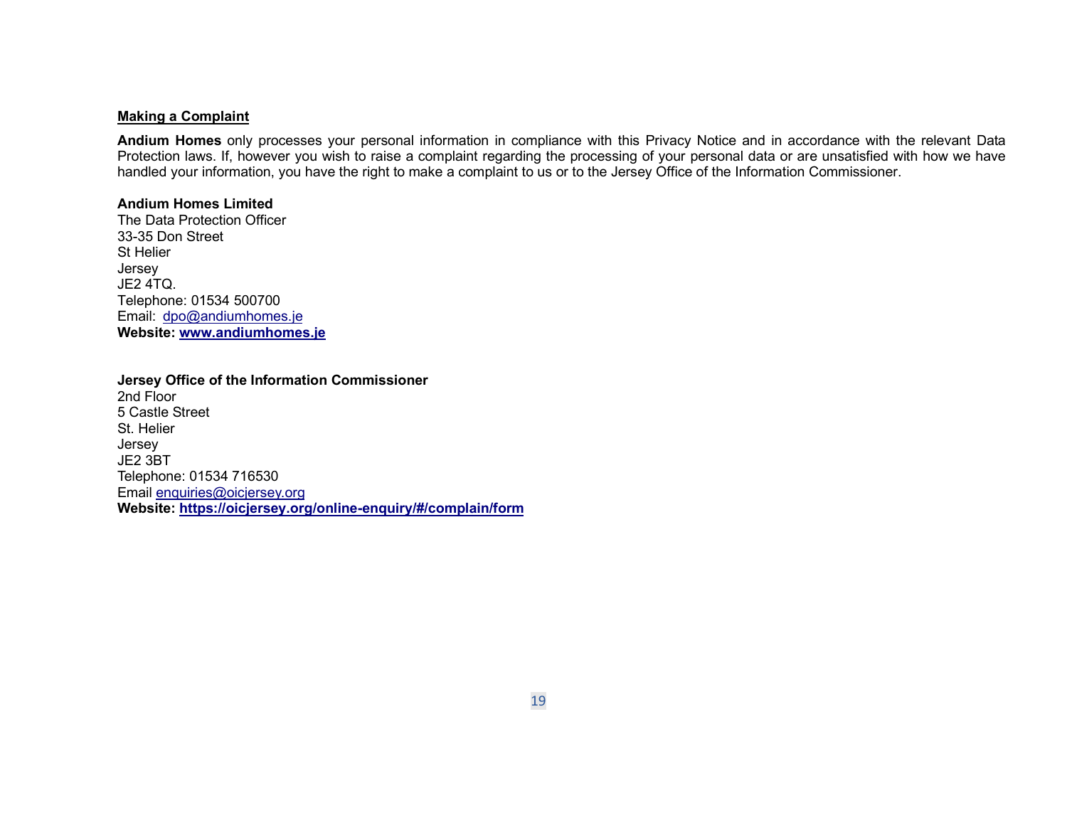**Making a Complaint**

**Andium Homes** only processes your personal information in compliance with this Privacy Notice and in accordance with the relevant Data Protection laws. If, however you wish to raise a complaint regarding the processing of your personal data or are unsatisfied with how we have handled your information, you have the right to make a complaint to us or to the Jersey Office of the Information Commissioner.

**Andium Homes Limited**
The Data Protection Officer
33-35 Don Street
St Helier
Jersey
JE2 4TQ.
Telephone: 01534 500700
Email: dpo@andiumhomes.je
**Website: www.andiumhomes.je**

**Jersey Office of the Information Commissioner**
2nd Floor
5 Castle Street
St. Helier
Jersey
JE2 3BT
Telephone: 01534 716530
Email enquiries@oicjersey.org
**Website: https://oicjersey.org/online-enquiry/#/complain/form**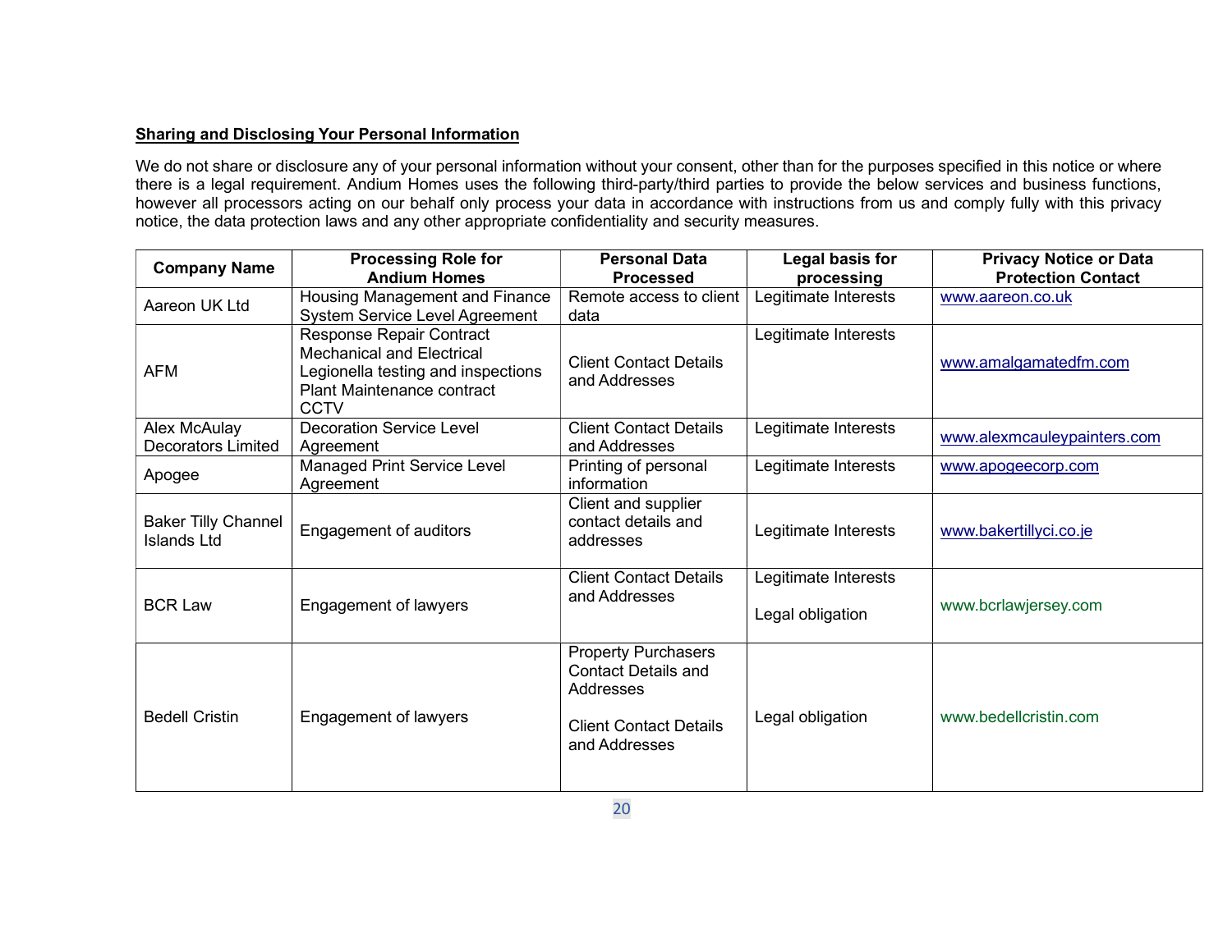**Sharing and Disclosing Your Personal Information**

We do not share or disclosure any of your personal information without your consent, other than for the purposes specified in this notice or where there is a legal requirement. Andium Homes uses the following third-party/third parties to provide the below services and business functions, however all processors acting on our behalf only process your data in accordance with instructions from us and comply fully with this privacy notice, the data protection laws and any other appropriate confidentiality and security measures.

| Company Name | Processing Role for Andium Homes | Personal Data Processed | Legal basis for processing | Privacy Notice or Data Protection Contact |
|---|---|---|---|---|
| Aareon UK Ltd | Housing Management and Finance System Service Level Agreement | Remote access to client data | Legitimate Interests | www.aareon.co.uk |
| AFM | Response Repair Contract<br>Mechanical and Electrical<br>Legionella testing and inspections<br>Plant Maintenance contract<br>CCTV | Client Contact Details and Addresses | Legitimate Interests | www.amalgamatedfm.com |
| Alex McAulay Decorators Limited | Decoration Service Level Agreement | Client Contact Details and Addresses | Legitimate Interests | www.alexmcauleypainters.com |
| Apogee | Managed Print Service Level Agreement | Printing of personal information | Legitimate Interests | www.apogeecorp.com |
| Baker Tilly Channel Islands Ltd | Engagement of auditors | Client and supplier contact details and addresses | Legitimate Interests | www.bakertillyci.co.je |
| BCR Law | Engagement of lawyers | Client Contact Details and Addresses | Legitimate Interests<br><br>Legal obligation | www.bcrlawjersey.com |
| Bedell Cristin | Engagement of lawyers | Property Purchasers Contact Details and Addresses<br><br>Client Contact Details and Addresses | Legal obligation | www.bedellcristin.com |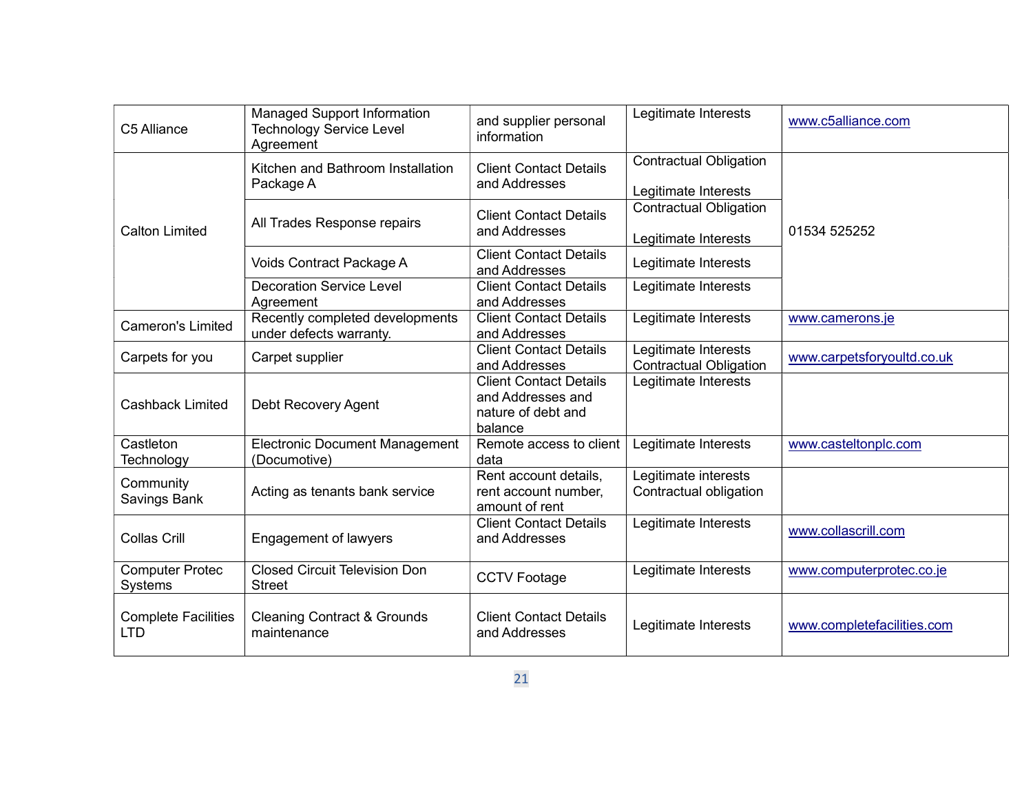| C5 Alliance | Managed Support Information Technology Service Level Agreement | and supplier personal information | Legitimate Interests | www.c5alliance.com |
|---|---|---|---|---|
| Calton Limited | Kitchen and Bathroom Installation Package A | Client Contact Details and Addresses | Contractual Obligation<br><br>Legitimate Interests | 01534 525252 |
| | All Trades Response repairs | Client Contact Details and Addresses | Contractual Obligation<br><br>Legitimate Interests | |
| | Voids Contract Package A | Client Contact Details and Addresses | Legitimate Interests | |
| | Decoration Service Level Agreement | Client Contact Details and Addresses | Legitimate Interests | |
| Cameron's Limited | Recently completed developments under defects warranty. | Client Contact Details and Addresses | Legitimate Interests | www.camerons.je |
| Carpets for you | Carpet supplier | Client Contact Details and Addresses | Legitimate Interests<br>Contractual Obligation | www.carpetsforyoultd.co.uk |
| Cashback Limited | Debt Recovery Agent | Client Contact Details and Addresses and nature of debt and balance | Legitimate Interests | |
| Castleton Technology | Electronic Document Management (Documotive) | Remote access to client data | Legitimate Interests | www.casteltonplc.com |
| Community Savings Bank | Acting as tenants bank service | Rent account details, rent account number, amount of rent | Legitimate interests<br>Contractual obligation | |
| Collas Crill | Engagement of lawyers | Client Contact Details and Addresses | Legitimate Interests | www.collascrill.com |
| Computer Protec Systems | Closed Circuit Television Don Street | CCTV Footage | Legitimate Interests | www.computerprotec.co.je |
| Complete Facilities LTD | Cleaning Contract & Grounds maintenance | Client Contact Details and Addresses | Legitimate Interests | www.completefacilities.com |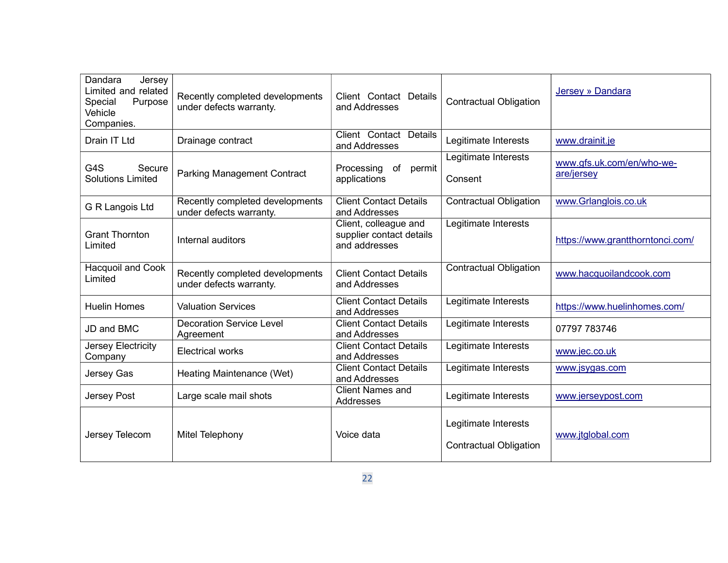| Dandara Jersey Limited and related Special Purpose Vehicle Companies. | Recently completed developments under defects warranty. | Client Contact Details and Addresses | Contractual Obligation | Jersey » Dandara |
|---|---|---|---|---|
| Drain IT Ltd | Drainage contract | Client Contact Details and Addresses | Legitimate Interests | www.drainit.je |
| G4S Secure Solutions Limited | Parking Management Contract | Processing of permit applications | Legitimate Interests<br><br>Consent | www.gfs.uk.com/en/who-we-are/jersey |
| G R Langois Ltd | Recently completed developments under defects warranty. | Client Contact Details and Addresses | Contractual Obligation | www.Grlanglois.co.uk |
| Grant Thornton Limited | Internal auditors | Client, colleague and supplier contact details and addresses | Legitimate Interests | https://www.grantthorntonci.com/ |
| Hacquoil and Cook Limited | Recently completed developments under defects warranty. | Client Contact Details and Addresses | Contractual Obligation | www.hacquoilandcook.com |
| Huelin Homes | Valuation Services | Client Contact Details and Addresses | Legitimate Interests | https://www.huelinhomes.com/ |
| JD and BMC | Decoration Service Level Agreement | Client Contact Details and Addresses | Legitimate Interests | 07797 783746 |
| Jersey Electricity Company | Electrical works | Client Contact Details and Addresses | Legitimate Interests | www.jec.co.uk |
| Jersey Gas | Heating Maintenance (Wet) | Client Contact Details and Addresses | Legitimate Interests | www.jsygas.com |
| Jersey Post | Large scale mail shots | Client Names and Addresses | Legitimate Interests | www.jerseypost.com |
| Jersey Telecom | Mitel Telephony | Voice data | Legitimate Interests<br><br>Contractual Obligation | www.jtglobal.com |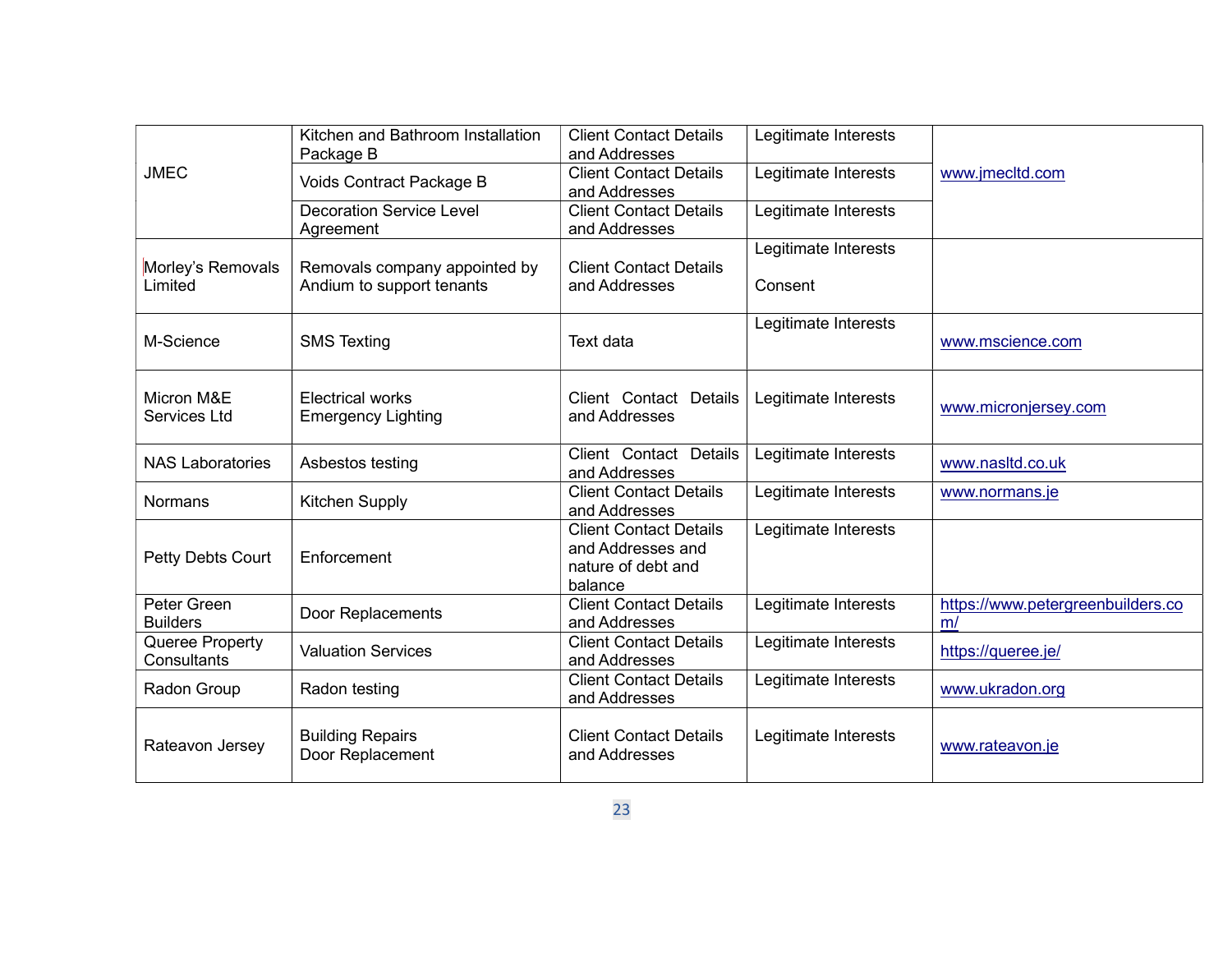| | | | | |
|---|---|---|---|---|
| JMEC | Kitchen and Bathroom Installation Package B | Client Contact Details and Addresses | Legitimate Interests | www.jmecltd.com |
| | Voids Contract Package B | Client Contact Details and Addresses | Legitimate Interests | |
| | Decoration Service Level Agreement | Client Contact Details and Addresses | Legitimate Interests | |
| Morley's Removals Limited | Removals company appointed by Andium to support tenants | Client Contact Details and Addresses | Legitimate Interests<br><br>Consent | |
| M-Science | SMS Texting | Text data | Legitimate Interests | www.mscience.com |
| Micron M&E Services Ltd | Electrical works<br>Emergency Lighting | Client Contact Details and Addresses | Legitimate Interests | www.micronjersey.com |
| NAS Laboratories | Asbestos testing | Client Contact Details and Addresses | Legitimate Interests | www.nasltd.co.uk |
| Normans | Kitchen Supply | Client Contact Details and Addresses | Legitimate Interests | www.normans.je |
| Petty Debts Court | Enforcement | Client Contact Details and Addresses and nature of debt and balance | Legitimate Interests | |
| Peter Green Builders | Door Replacements | Client Contact Details and Addresses | Legitimate Interests | https://www.petergreenbuilders.com/ |
| Queree Property Consultants | Valuation Services | Client Contact Details and Addresses | Legitimate Interests | https://queree.je/ |
| Radon Group | Radon testing | Client Contact Details and Addresses | Legitimate Interests | www.ukradon.org |
| Rateavon Jersey | Building Repairs<br>Door Replacement | Client Contact Details and Addresses | Legitimate Interests | www.rateavon.je |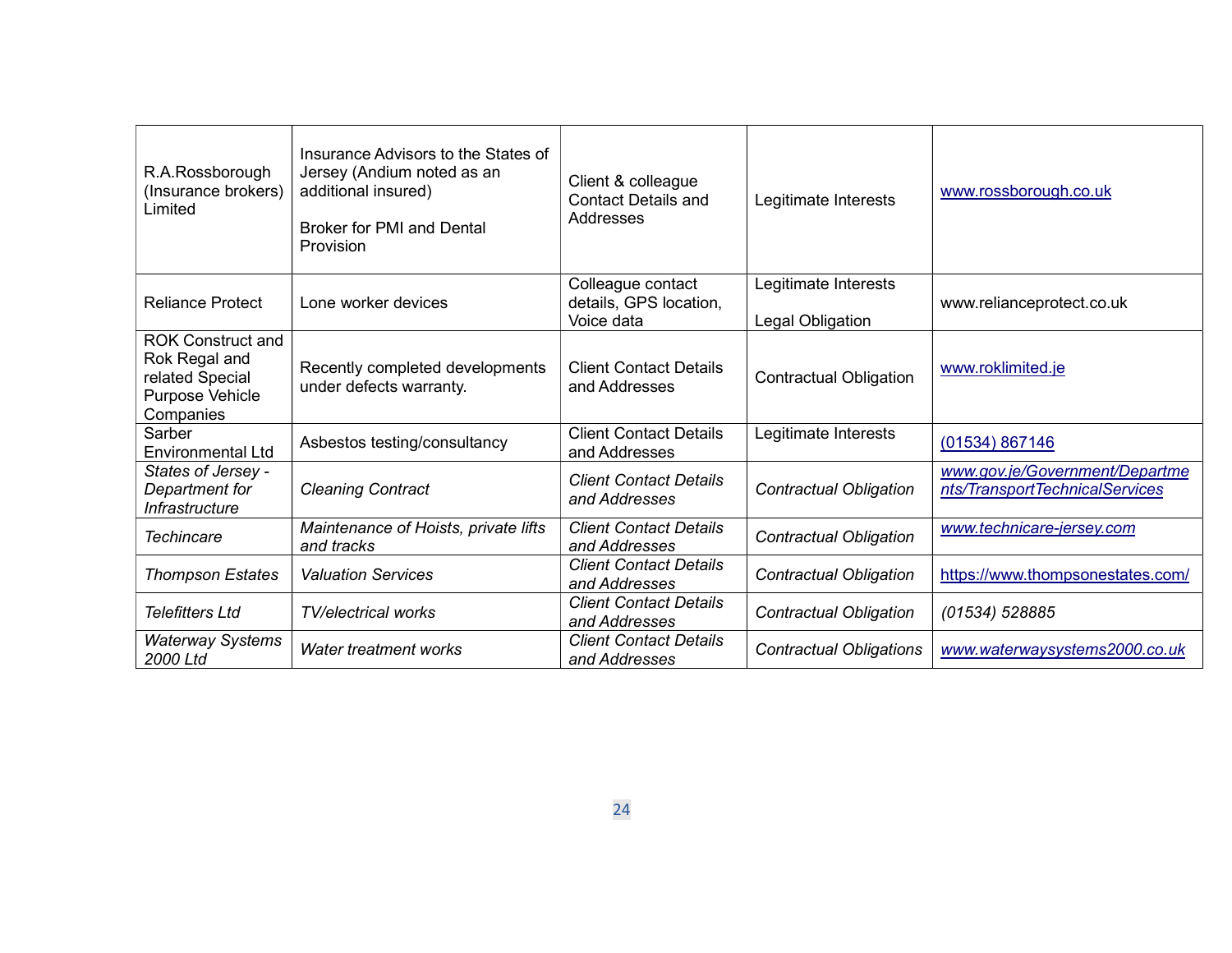| | | | | |
|---|---|---|---|---|
| R.A.Rossborough (Insurance brokers) Limited | Insurance Advisors to the States of Jersey (Andium noted as an additional insured)<br><br>Broker for PMI and Dental Provision | Client & colleague Contact Details and Addresses | Legitimate Interests | www.rossborough.co.uk |
| Reliance Protect | Lone worker devices | Colleague contact details, GPS location, Voice data | Legitimate Interests<br><br>Legal Obligation | www.relianceprotect.co.uk |
| ROK Construct and Rok Regal and related Special Purpose Vehicle Companies | Recently completed developments under defects warranty. | Client Contact Details and Addresses | Contractual Obligation | www.roklimited.je |
| Sarber Environmental Ltd | Asbestos testing/consultancy | Client Contact Details and Addresses | Legitimate Interests | (01534) 867146 |
| *States of Jersey - Department for Infrastructure* | *Cleaning Contract* | *Client Contact Details and Addresses* | *Contractual Obligation* | *www.gov.je/Government/Departments/TransportTechnicalServices* |
| *Techincare* | *Maintenance of Hoists, private lifts and tracks* | *Client Contact Details and Addresses* | *Contractual Obligation* | *www.technicare-jersey.com* |
| *Thompson Estates* | *Valuation Services* | *Client Contact Details and Addresses* | *Contractual Obligation* | https://www.thompsonestates.com/ |
| *Telefitters Ltd* | *TV/electrical works* | *Client Contact Details and Addresses* | *Contractual Obligation* | *(01534) 528885* |
| *Waterway Systems 2000 Ltd* | *Water treatment works* | *Client Contact Details and Addresses* | *Contractual Obligations* | *www.waterwaysystems2000.co.uk* |